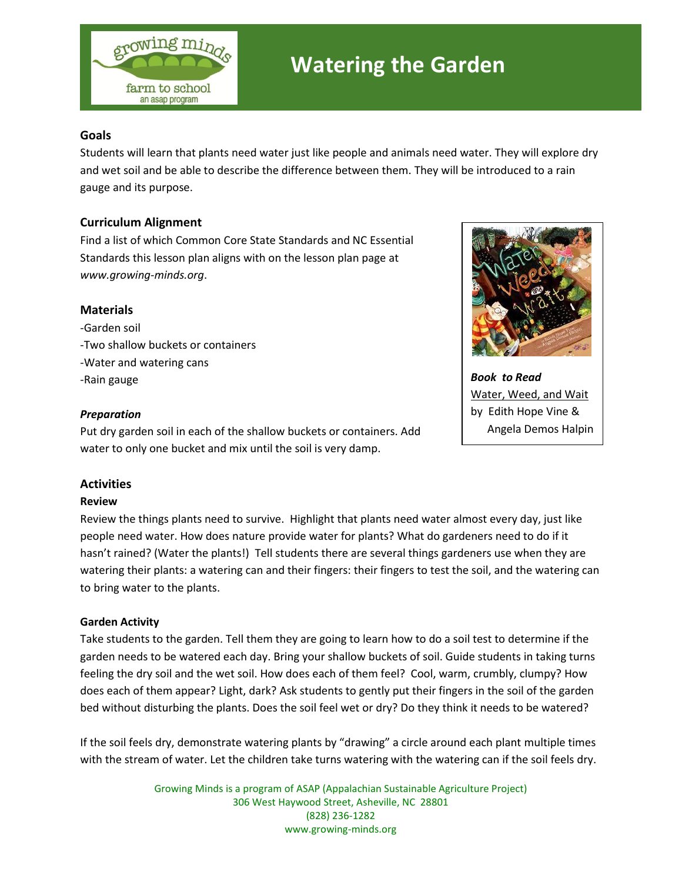# Watering the Garden

### Goals

Students will learn that plants need water just like people and animals need water. They will explore dry and wet soil and be able to describe the difference between them. They will be introduced to a rain gauge and its purpose.

### Curriculum Alignment

Find a list of which Common Core State Standards and NC Essential Standards this lesson plan aligns with on the lesson plan page at *www.growing-minds.org*.

### Materials

-Garden soil
-Two shallow buckets or containers
-Water and watering cans
-Rain gauge

***Book to Read***
Water, Weed, and Wait
by Edith Hope Vine & Angela Demos Halpin

#### *Preparation*

Put dry garden soil in each of the shallow buckets or containers. Add water to only one bucket and mix until the soil is very damp.

### Activities

#### Review

Review the things plants need to survive. Highlight that plants need water almost every day, just like people need water. How does nature provide water for plants? What do gardeners need to do if it hasn't rained? (Water the plants!) Tell students there are several things gardeners use when they are watering their plants: a watering can and their fingers: their fingers to test the soil, and the watering can to bring water to the plants.

#### Garden Activity

Take students to the garden. Tell them they are going to learn how to do a soil test to determine if the garden needs to be watered each day. Bring your shallow buckets of soil. Guide students in taking turns feeling the dry soil and the wet soil. How does each of them feel? Cool, warm, crumbly, clumpy? How does each of them appear? Light, dark? Ask students to gently put their fingers in the soil of the garden bed without disturbing the plants. Does the soil feel wet or dry? Do they think it needs to be watered?

If the soil feels dry, demonstrate watering plants by "drawing" a circle around each plant multiple times with the stream of water. Let the children take turns watering with the watering can if the soil feels dry.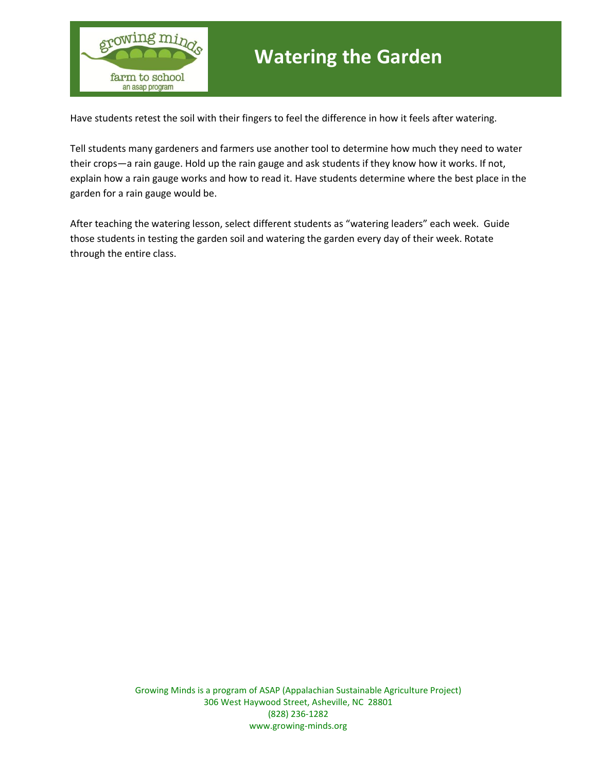# Watering the Garden

Have students retest the soil with their fingers to feel the difference in how it feels after watering.

Tell students many gardeners and farmers use another tool to determine how much they need to water their crops—a rain gauge. Hold up the rain gauge and ask students if they know how it works. If not, explain how a rain gauge works and how to read it. Have students determine where the best place in the garden for a rain gauge would be.

After teaching the watering lesson, select different students as "watering leaders" each week. Guide those students in testing the garden soil and watering the garden every day of their week. Rotate through the entire class.

Growing Minds is a program of ASAP (Appalachian Sustainable Agriculture Project)
306 West Haywood Street, Asheville, NC 28801
(828) 236-1282
www.growing-minds.org